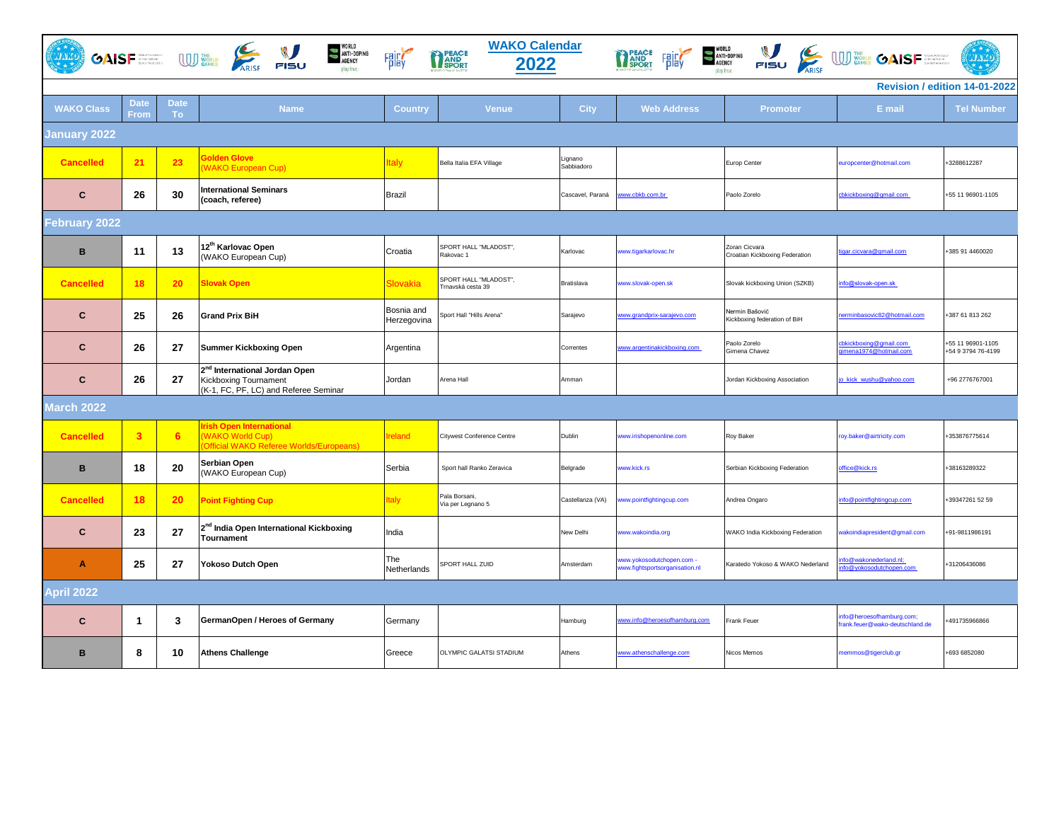# WAKO Calendar 2022

**Revision / edition 14-01-2022**

| WAKO Class | Date From | Date To | Name | Country | Venue | City | Web Address | Promoter | E mail | Tel Number |
|---|---|---|---|---|---|---|---|---|---|---|
| **January 2022** | | | | | | | | | | |
| Cancelled | 21 | 23 | **Golden Glove** (WAKO European Cup) | Italy | Bella Italia EFA Village | Lignano Sabbiadoro | | Europ Center | europcenter@hotmail.com | +3288612287 |
| C | 26 | 30 | **International Seminars (coach, referee)** | Brazil | | Cascavel, Paraná | www.cbkb.com.br | Paolo Zorelo | cbkickboxing@gmail.com | +55 11 96901-1105 |
| **February 2022** | | | | | | | | | | |
| B | 11 | 13 | **12th Karlovac Open** (WAKO European Cup) | Croatia | SPORT HALL "MLADOST", Rakovac 1 | Karlovac | www.tigarkarlovac.hr | Zoran Cicvara Croatian Kickboxing Federation | tigar.cicvara@gmail.com | +385 91 4460020 |
| Cancelled | 18 | 20 | **Slovak Open** | Slovakia | SPORT HALL "MLADOST", Trnavská cesta 39 | Bratislava | www.slovak-open.sk | Slovak kickboxing Union (SZKB) | info@slovak-open.sk | |
| C | 25 | 26 | **Grand Prix BiH** | Bosnia and Herzegovina | Sport Hall "Hills Arena" | Sarajevo | www.grandprix-sarajevo.com | Nermin Bašović Kickboxing federation of BiH | nerminbasovic82@hotmail.com | +387 61 813 262 |
| C | 26 | 27 | **Summer Kickboxing Open** | Argentina | | Correntes | www.argentinakickboxing.com | Paolo Zorelo Gimena Chavez | cbkickboxing@gmail.com gimena1974@hotmail.com | +55 11 96901-1105 +54 9 3794 76-4199 |
| C | 26 | 27 | **2nd International Jordan Open** Kickboxing Tournament (K-1, FC, PF, LC) and Referee Seminar | Jordan | Arena Hall | Amman | | Jordan Kickboxing Association | jo_kick_wushu@yahoo.com | +96 2776767001 |
| **March 2022** | | | | | | | | | | |
| Cancelled | 3 | 6 | **Irish Open International** (WAKO World Cup) (Official WAKO Referee Worlds/Europeans) | Ireland | Citywest Conference Centre | Dublin | www.irishopenonline.com | Roy Baker | roy.baker@airtricity.com | +353876775614 |
| B | 18 | 20 | **Serbian Open** (WAKO European Cup) | Serbia | Sport hall Ranko Zeravica | Belgrade | www.kick.rs | Serbian Kickboxing Federation | office@kick.rs | +38163289322 |
| Cancelled | 18 | 20 | **Point Fighting Cup** | Italy | Pala Borsani, Via per Legnano 5 | Castellanza (VA) | www.pointfightingcup.com | Andrea Ongaro | info@pointfightingcup.com | +39347261 52 59 |
| C | 23 | 27 | **2nd India Open International Kickboxing Tournament** | India | | New Delhi | www.wakoindia.org | WAKO India Kickboxing Federation | wakoindiapresident@gmail.com | +91-9811986191 |
| A | 25 | 27 | **Yokoso Dutch Open** | The Netherlands | SPORT HALL ZUID | Amsterdam | www.yokosodutchopen.com - www.fightsportsorganisation.nl | Karatedo Yokoso & WAKO Nederland | info@wakonederland.nl; info@yokosodutchopen.com | +31206436086 |
| **April 2022** | | | | | | | | | | |
| C | 1 | 3 | **GermanOpen / Heroes of Germany** | Germany | | Hamburg | www.info@heroesofhamburg.com | Frank Feuer | info@heroesofhamburg.com; frank.feuer@wako-deutschland.de | +491735966866 |
| B | 8 | 10 | **Athens Challenge** | Greece | OLYMPIC GALATSI STADIUM | Athens | www.athenschallenge.com | Nicos Memos | memmos@tigerclub.gr | +693 6852080 |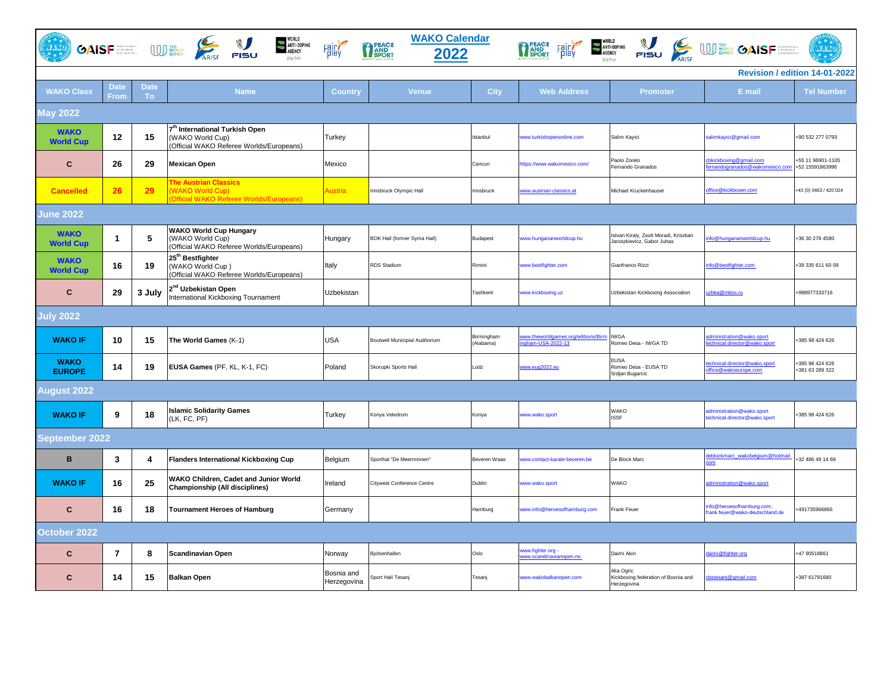# WAKO Calendar 2022

**Revision / edition 14-01-2022**

| WAKO Class | Date From | Date To | Name | Country | Venue | City | Web Address | Promoter | E mail | Tel Number |
|---|---|---|---|---|---|---|---|---|---|---|
| **May 2022** | | | | | | | | | | |
| **WAKO World Cup** | **12** | **15** | **7th International Turkish Open** (WAKO World Cup) (Official WAKO Referee Worlds/Europeans) | Turkey | | Istanbul | www.turkishopenonline.com | Salim Kayici | salimkayici@gmail.com | +90 532 277 0793 |
| **C** | **26** | **29** | **Mexican Open** | Mexico | | Cancun | https://www.wakomexico.com/ | Paolo Zorelo Fernando Granados | cbkickboxing@gmail.com fernandogranados@wakomexico.com | +55 11 96901-1105 +52 15591863996 |
| **Cancelled** | **26** | **29** | **The Austrian Classics** (WAKO World Cup) (Official WAKO Referee Worlds/Europeans) | Austria | Innsbruck Olympic Hall | Innsbruck | www.austrian-classics.at | Michael Kruckenhauser | office@kickboxen.com | +43 (0) 0463 / 420 024 |
| **June 2022** | | | | | | | | | | |
| **WAKO World Cup** | **1** | **5** | **WAKO World Cup Hungary** (WAKO World Cup) (Official WAKO Referee Worlds/Europeans) | Hungary | BOK Hall (former Syma Hall) | Budapest | www.hungarianworldcup.hu | Istvan Kiraly, Zsolt Moradi, Krisztian Jaroszkievicz, Gabor Juhas | info@hungarianworldcup.hu | +36 30 278 4580 |
| **WAKO World Cup** | **16** | **19** | **25th Bestfighter** (WAKO World Cup ) (Official WAKO Referee Worlds/Europeans) | Italy | RDS Stadium | Rimini | www.bestfighter.com | Gianfranco Rizzi | info@bestfighter.com | +39 335 611 60 09 |
| **C** | **29** | **3 July** | **2nd Uzbekistan Open** International Kickboxing Tournament | Uzbekistan | | Tashkent | www.kickboxing.uz | Uzbekistan Kickboxing Association | uzbka@inbox.ru | +998977333716 |
| **July 2022** | | | | | | | | | | |
| **WAKO IF** | **10** | **15** | **The World Games** (K-1) | USA | Boutwell Municipial Auditorium | Birmingham (Alabama) | www.theworldgames.org/editions/Birmingham-USA-2022-13 | IWGA Romeo Desa - IWGA TD | administration@wako.sport technical.director@wako.sport | +385 98 424 626 |
| **WAKO EUROPE** | **14** | **19** | **EUSA Games** (PF, KL, K-1, FC) | Poland | Skorupki Sports Hall | Lodz | www.eug2022.eu | EUSA Romeo Desa - EUSA TD Srdjan Bugarcic | technical.director@wako.sport office@wakoeurope.com | +385 98 424 626 +381 63 289 322 |
| **August 2022** | | | | | | | | | | |
| **WAKO IF** | **9** | **18** | **Islamic Solidarity Games** (LK, FC, PF) | Turkey | Konya Veledrom | Konya | www.wako.sport | WAKO ISSF | administration@wako.sport technical.director@wako.sport | +385 98 424 626 |
| **September 2022** | | | | | | | | | | |
| **B** | **3** | **4** | **Flanders International Kickboxing Cup** | Belgium | Sporthal "De Meerminnen" | Beveren Waas | www.contact-karate-beveren.be | De Block Marc | deblockmarc_wakobelgium@hotmail.com | +32 486 49 14 69 |
| **WAKO IF** | **16** | **25** | **WAKO Children, Cadet and Junior World Championship (All disciplines)** | Ireland | Citywest Conference Centre | Dublin | www.wako.sport | WAKO | administration@wako.sport | |
| **C** | **16** | **18** | **Tournament Heroes of Hamburg** | Germany | | Hamburg | www.info@heroesofhamburg.com | Frank Feuer | info@heroesofhamburg.com; frank.feuer@wako-deutschland.de | +491735966866 |
| **October 2022** | | | | | | | | | | |
| **C** | **7** | **8** | **Scandinavian Open** | Norway | Bjolsenhallen | Oslo | www.fighter.org - www.scandinavianopen.no | Daimi Akin | daimi@fighter.org | +47 90518861 |
| **C** | **14** | **15** | **Balkan Open** | Bosnia and Herzegovina | Sport Hall Tesanj | Tesanj | www.wakobalkanopen.com | Alia Ogric Kickboxing federation of Bosnia and Herzegovina | cbstesanj@gmail.com | +387 61791680 |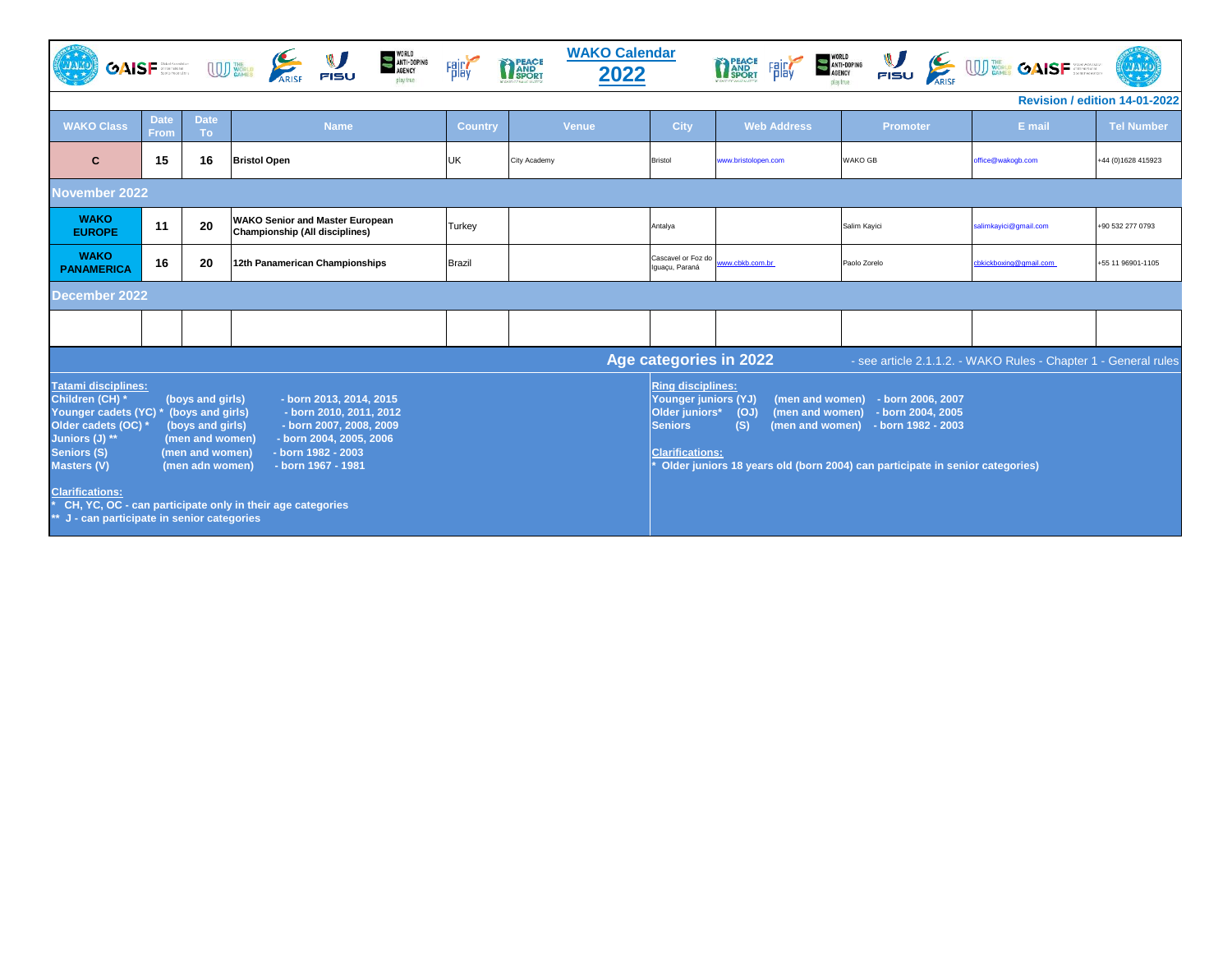## WAKO Calendar 2022

**Revision / edition 14-01-2022**

| WAKO Class | Date From | Date To | Name | Country | Venue | City | Web Address | Promoter | E mail | Tel Number |
|---|---|---|---|---|---|---|---|---|---|---|
| C | 15 | 16 | **Bristol Open** | UK | City Academy | Bristol | www.bristolopen.com | WAKO GB | office@wakogb.com | +44 (0)1628 415923 |
| **November 2022** | | | | | | | | | | |
| WAKO EUROPE | 11 | 20 | **WAKO Senior and Master European Championship (All disciplines)** | Turkey | | Antalya | | Salim Kayici | salimkayici@gmail.com | +90 532 277 0793 |
| WAKO PANAMERICA | 16 | 20 | **12th Panamerican Championships** | Brazil | | Cascavel or Foz do Iguaçu, Paraná | www.cbkb.com.br | Paolo Zorelo | cbkickboxing@gmail.com | +55 11 96901-1105 |
| **December 2022** | | | | | | | | | | |
| | | | | | | | | | | |

### Age categories in 2022

- see article 2.1.1.2. - WAKO Rules - Chapter 1 - General rules

**Tatami disciplines:**

- Children (CH) * (boys and girls) - born 2013, 2014, 2015
- Younger cadets (YC) * (boys and girls) - born 2010, 2011, 2012
- Older cadets (OC) * (boys and girls) - born 2007, 2008, 2009
- Juniors (J) ** (men and women) - born 2004, 2005, 2006
- Seniors (S) (men and women) - born 1982 - 2003
- Masters (V) (men adn women) - born 1967 - 1981

**Clarifications:**

\* CH, YC, OC - can participate only in their age categories
\** J - can participate in senior categories

**Ring disciplines:**

- Younger juniors (YJ) (men and women) - born 2006, 2007
- Older juniors* (OJ) (men and women) - born 2004, 2005
- Seniors (S) (men and women) - born 1982 - 2003

**Clarifications:**

\* Older juniors 18 years old (born 2004) can participate in senior categories)